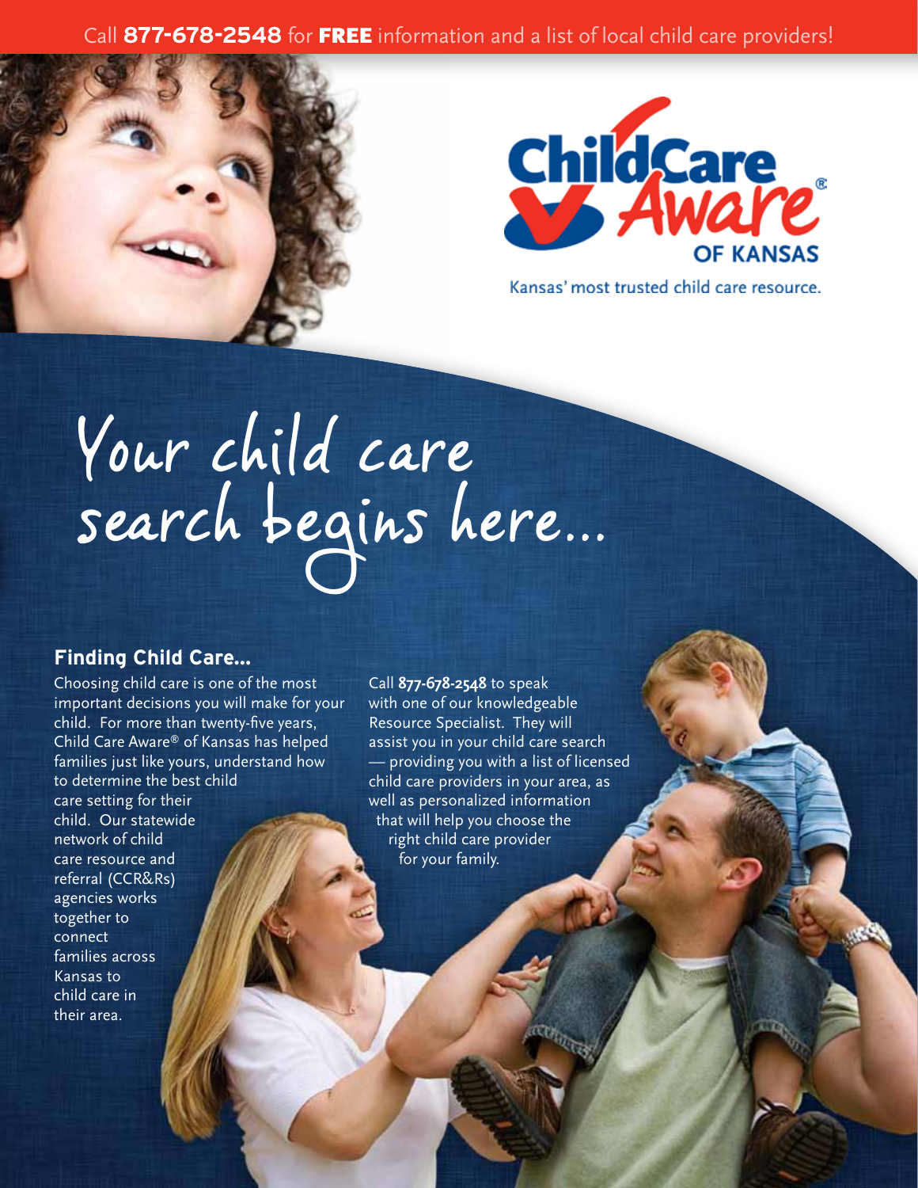Call **877-678-2548** for **FREE** information and a list of local child care providers!

Child Care Aware® OF KANSAS

Kansas' most trusted child care resource.

# Your child care search begins here...

### Finding Child Care...

Choosing child care is one of the most important decisions you will make for your child. For more than twenty-five years, Child Care Aware® of Kansas has helped families just like yours, understand how to determine the best child care setting for their child. Our statewide network of child care resource and referral (CCR&Rs) agencies works together to connect families across Kansas to child care in their area.

Call **877-678-2548** to speak with one of our knowledgeable Resource Specialist. They will assist you in your child care search — providing you with a list of licensed child care providers in your area, as well as personalized information that will help you choose the right child care provider for your family.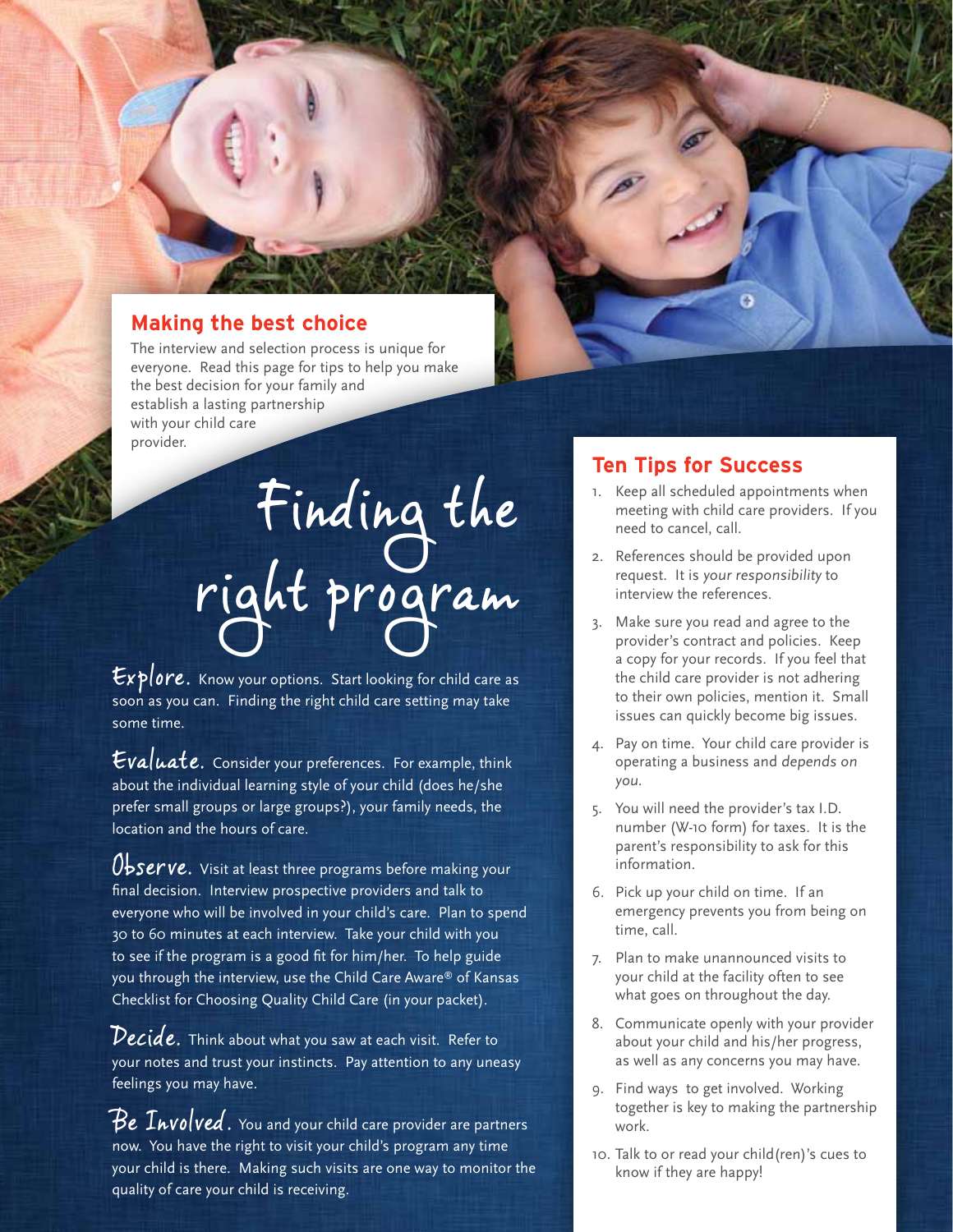## Making the best choice

The interview and selection process is unique for everyone. Read this page for tips to help you make the best decision for your family and establish a lasting partnership with your child care provider.

# Finding the right program

**Explore.** Know your options. Start looking for child care as soon as you can. Finding the right child care setting may take some time.

**Evaluate.** Consider your preferences. For example, think about the individual learning style of your child (does he/she prefer small groups or large groups?), your family needs, the location and the hours of care.

**Observe.** Visit at least three programs before making your final decision. Interview prospective providers and talk to everyone who will be involved in your child's care. Plan to spend 30 to 60 minutes at each interview. Take your child with you to see if the program is a good fit for him/her. To help guide you through the interview, use the Child Care Aware® of Kansas Checklist for Choosing Quality Child Care (in your packet).

**Decide.** Think about what you saw at each visit. Refer to your notes and trust your instincts. Pay attention to any uneasy feelings you may have.

**Be Involved.** You and your child care provider are partners now. You have the right to visit your child's program any time your child is there. Making such visits are one way to monitor the quality of care your child is receiving.

## Ten Tips for Success

1. Keep all scheduled appointments when meeting with child care providers. If you need to cancel, call.
2. References should be provided upon request. It is *your responsibility* to interview the references.
3. Make sure you read and agree to the provider's contract and policies. Keep a copy for your records. If you feel that the child care provider is not adhering to their own policies, mention it. Small issues can quickly become big issues.
4. Pay on time. Your child care provider is operating a business and *depends on you*.
5. You will need the provider's tax I.D. number (W-10 form) for taxes. It is the parent's responsibility to ask for this information.
6. Pick up your child on time. If an emergency prevents you from being on time, call.
7. Plan to make unannounced visits to your child at the facility often to see what goes on throughout the day.
8. Communicate openly with your provider about your child and his/her progress, as well as any concerns you may have.
9. Find ways to get involved. Working together is key to making the partnership work.
10. Talk to or read your child(ren)'s cues to know if they are happy!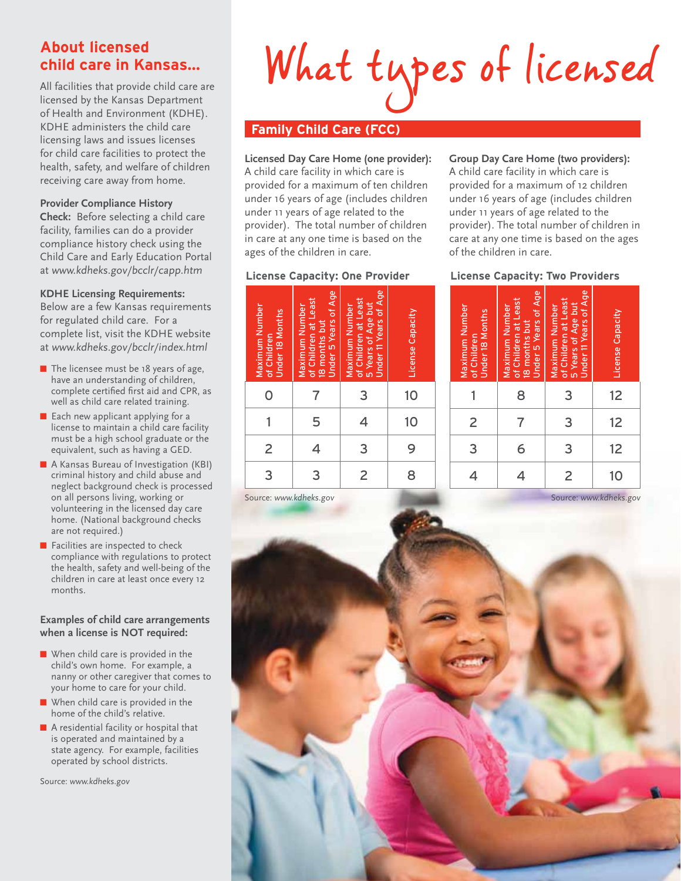## About licensed child care in Kansas...

All facilities that provide child care are licensed by the Kansas Department of Health and Environment (KDHE). KDHE administers the child care licensing laws and issues licenses for child care facilities to protect the health, safety, and welfare of children receiving care away from home.

**Provider Compliance History Check:** Before selecting a child care facility, families can do a provider compliance history check using the Child Care and Early Education Portal at *www.kdheks.gov/bcclr/capp.htm*

**KDHE Licensing Requirements:**
Below are a few Kansas requirements for regulated child care. For a complete list, visit the KDHE website at *www.kdheks.gov/bcclr/index.html*

- The licensee must be 18 years of age, have an understanding of children, complete certified first aid and CPR, as well as child care related training.
- Each new applicant applying for a license to maintain a child care facility must be a high school graduate or the equivalent, such as having a GED.
- A Kansas Bureau of Investigation (KBI) criminal history and child abuse and neglect background check is processed on all persons living, working or volunteering in the licensed day care home. (National background checks are not required.)
- Facilities are inspected to check compliance with regulations to protect the health, safety and well-being of the children in care at least once every 12 months.

**Examples of child care arrangements when a license is NOT required:**

- When child care is provided in the child's own home. For example, a nanny or other caregiver that comes to your home to care for your child.
- When child care is provided in the home of the child's relative.
- A residential facility or hospital that is operated and maintained by a state agency. For example, facilities operated by school districts.

Source: *www.kdheks.gov*

# What types of licensed

## Family Child Care (FCC)

**Licensed Day Care Home (one provider):** A child care facility in which care is provided for a maximum of ten children under 16 years of age (includes children under 11 years of age related to the provider). The total number of children in care at any one time is based on the ages of the children in care.

**License Capacity: One Provider**

| Maximum Number of Children Under 18 Months | Maximum Number of Children at Least 18 months but Under 5 Years of Age | Maximum Number of Children at Least 5 Years of Age but Under 11 Years of Age | License Capacity |
|---|---|---|---|
| 0 | 7 | 3 | 10 |
| 1 | 5 | 4 | 10 |
| 2 | 4 | 3 | 9 |
| 3 | 3 | 2 | 8 |

Source: *www.kdheks.gov*

**Group Day Care Home (two providers):** A child care facility in which care is provided for a maximum of 12 children under 16 years of age (includes children under 11 years of age related to the provider). The total number of children in care at any one time is based on the ages of the children in care.

**License Capacity: Two Providers**

| Maximum Number of Children Under 18 Months | Maximum Number of Children at Least 18 months but Under 5 Years of Age | Maximum Number of Children at Least 5 Years of Age but Under 11 Years of Age | License Capacity |
|---|---|---|---|
| 1 | 8 | 3 | 12 |
| 2 | 7 | 3 | 12 |
| 3 | 6 | 3 | 12 |
| 4 | 4 | 2 | 10 |

Source: *www.kdheks.gov*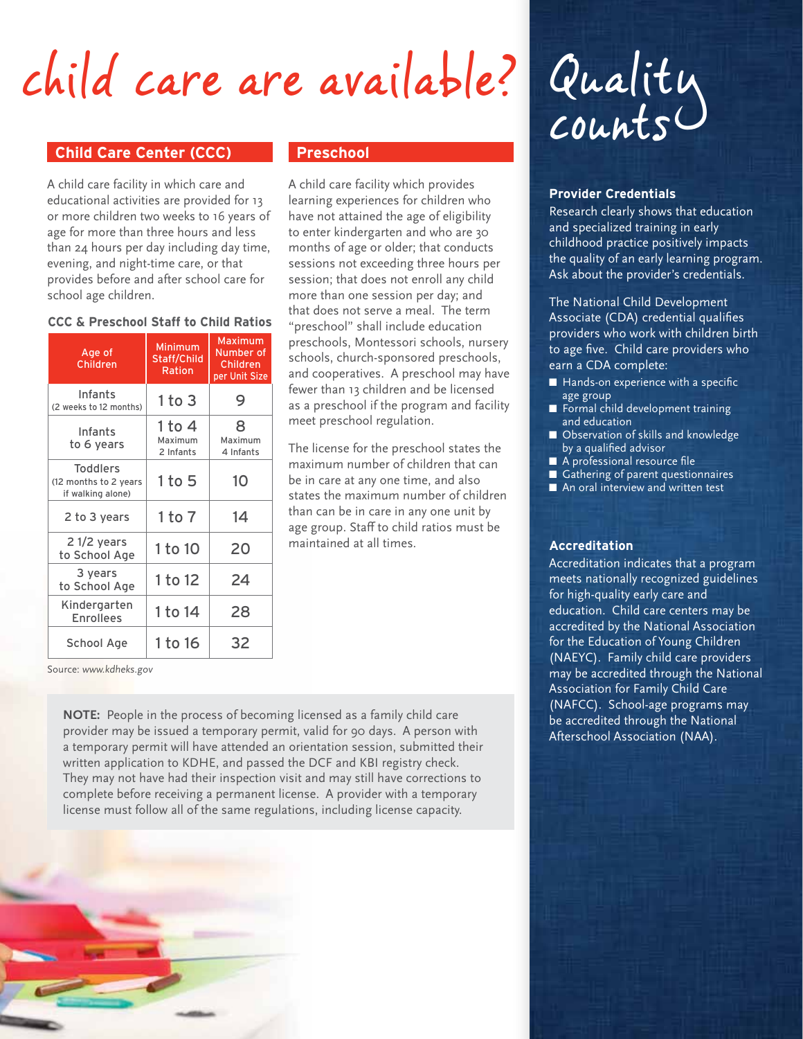# child care are available?

## Child Care Center (CCC)

A child care facility in which care and educational activities are provided for 13 or more children two weeks to 16 years of age for more than three hours and less than 24 hours per day including day time, evening, and night-time care, or that provides before and after school care for school age children.

### CCC & Preschool Staff to Child Ratios

| Age of Children | Minimum Staff/Child Ration | Maximum Number of Children per Unit Size |
|---|---|---|
| Infants (2 weeks to 12 months) | 1 to 3 | 9 |
| Infants to 6 years | 1 to 4 Maximum 2 Infants | 8 Maximum 4 Infants |
| Toddlers (12 months to 2 years if walking alone) | 1 to 5 | 10 |
| 2 to 3 years | 1 to 7 | 14 |
| 2 1/2 years to School Age | 1 to 10 | 20 |
| 3 years to School Age | 1 to 12 | 24 |
| Kindergarten Enrollees | 1 to 14 | 28 |
| School Age | 1 to 16 | 32 |

Source: *www.kdheks.gov*

## Preschool

A child care facility which provides learning experiences for children who have not attained the age of eligibility to enter kindergarten and who are 30 months of age or older; that conducts sessions not exceeding three hours per session; that does not enroll any child more than one session per day; and that does not serve a meal. The term "preschool" shall include education preschools, Montessori schools, nursery schools, church-sponsored preschools, and cooperatives. A preschool may have fewer than 13 children and be licensed as a preschool if the program and facility meet preschool regulation.

The license for the preschool states the maximum number of children that can be in care at any one time, and also states the maximum number of children than can be in care in any one unit by age group. Staff to child ratios must be maintained at all times.

**NOTE:** People in the process of becoming licensed as a family child care provider may be issued a temporary permit, valid for 90 days. A person with a temporary permit will have attended an orientation session, submitted their written application to KDHE, and passed the DCF and KBI registry check. They may not have had their inspection visit and may still have corrections to complete before receiving a permanent license. A provider with a temporary license must follow all of the same regulations, including license capacity.

# Quality counts

### Provider Credentials

Research clearly shows that education and specialized training in early childhood practice positively impacts the quality of an early learning program. Ask about the provider's credentials.

The National Child Development Associate (CDA) credential qualifies providers who work with children birth to age five. Child care providers who earn a CDA complete:

- Hands-on experience with a specific age group
- Formal child development training and education
- Observation of skills and knowledge by a qualified advisor
- A professional resource file
- Gathering of parent questionnaires
- An oral interview and written test

### Accreditation

Accreditation indicates that a program meets nationally recognized guidelines for high-quality early care and education. Child care centers may be accredited by the National Association for the Education of Young Children (NAEYC). Family child care providers may be accredited through the National Association for Family Child Care (NAFCC). School-age programs may be accredited through the National Afterschool Association (NAA).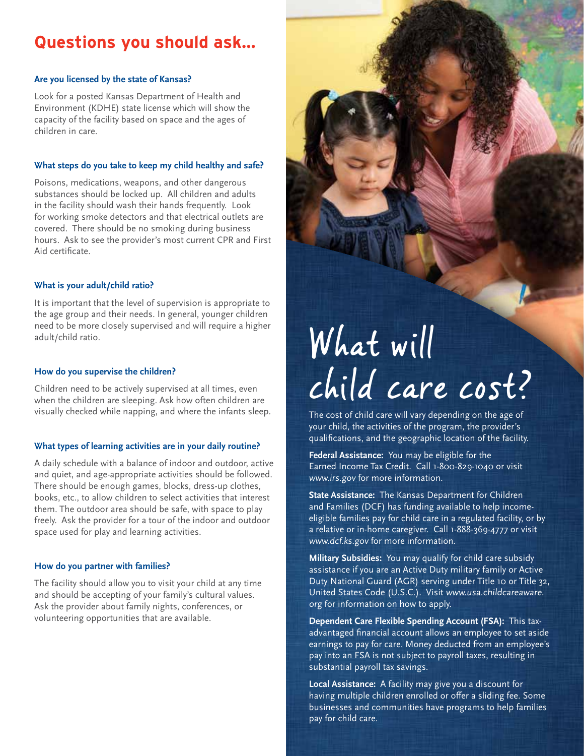## Questions you should ask...

### Are you licensed by the state of Kansas?

Look for a posted Kansas Department of Health and Environment (KDHE) state license which will show the capacity of the facility based on space and the ages of children in care.

### What steps do you take to keep my child healthy and safe?

Poisons, medications, weapons, and other dangerous substances should be locked up. All children and adults in the facility should wash their hands frequently. Look for working smoke detectors and that electrical outlets are covered. There should be no smoking during business hours. Ask to see the provider's most current CPR and First Aid certificate.

### What is your adult/child ratio?

It is important that the level of supervision is appropriate to the age group and their needs. In general, younger children need to be more closely supervised and will require a higher adult/child ratio.

### How do you supervise the children?

Children need to be actively supervised at all times, even when the children are sleeping. Ask how often children are visually checked while napping, and where the infants sleep.

### What types of learning activities are in your daily routine?

A daily schedule with a balance of indoor and outdoor, active and quiet, and age-appropriate activities should be followed. There should be enough games, blocks, dress-up clothes, books, etc., to allow children to select activities that interest them. The outdoor area should be safe, with space to play freely. Ask the provider for a tour of the indoor and outdoor space used for play and learning activities.

### How do you partner with families?

The facility should allow you to visit your child at any time and should be accepting of your family's cultural values. Ask the provider about family nights, conferences, or volunteering opportunities that are available.

## What will child care cost?

The cost of child care will vary depending on the age of your child, the activities of the program, the provider's qualifications, and the geographic location of the facility.

**Federal Assistance:** You may be eligible for the Earned Income Tax Credit. Call 1-800-829-1040 or visit *www.irs.gov* for more information.

**State Assistance:** The Kansas Department for Children and Families (DCF) has funding available to help income-eligible families pay for child care in a regulated facility, or by a relative or in-home caregiver. Call 1-888-369-4777 or visit *www.dcf.ks.gov* for more information.

**Military Subsidies:** You may qualify for child care subsidy assistance if you are an Active Duty military family or Active Duty National Guard (AGR) serving under Title 10 or Title 32, United States Code (U.S.C.). Visit *www.usa.childcareaware.org* for information on how to apply.

**Dependent Care Flexible Spending Account (FSA):** This tax-advantaged financial account allows an employee to set aside earnings to pay for care. Money deducted from an employee's pay into an FSA is not subject to payroll taxes, resulting in substantial payroll tax savings.

**Local Assistance:** A facility may give you a discount for having multiple children enrolled or offer a sliding fee. Some businesses and communities have programs to help families pay for child care.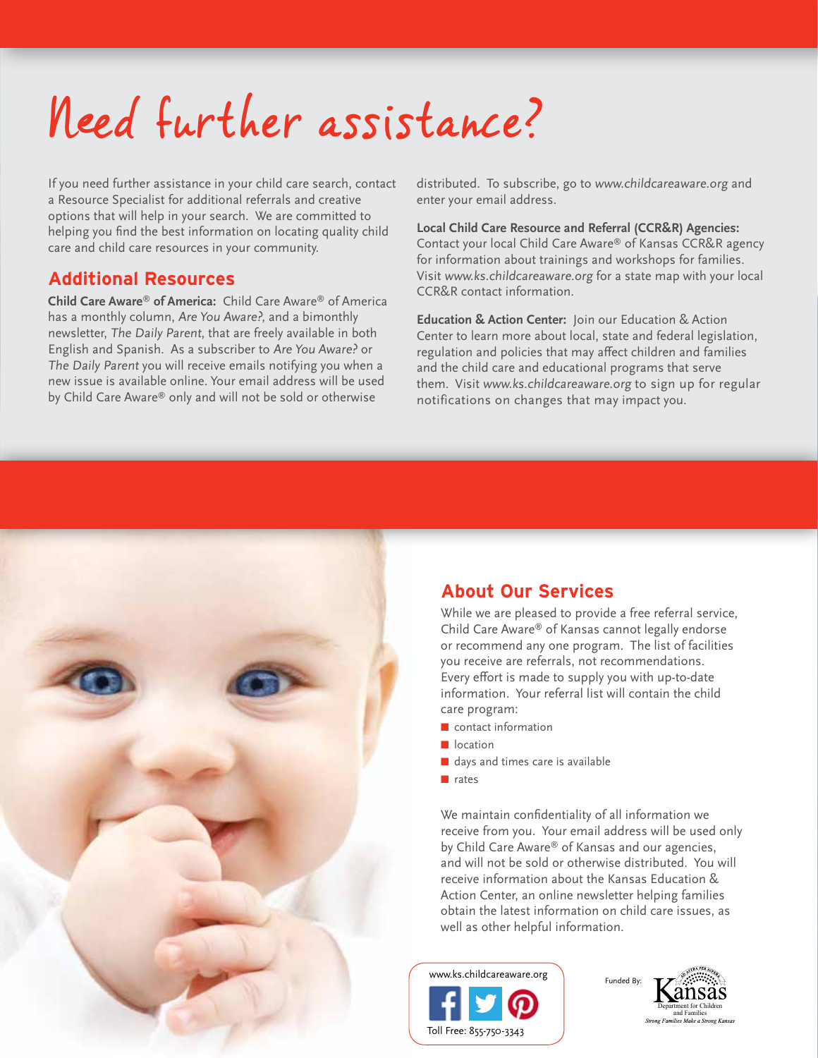# Need further assistance?

If you need further assistance in your child care search, contact a Resource Specialist for additional referrals and creative options that will help in your search. We are committed to helping you find the best information on locating quality child care and child care resources in your community.

## Additional Resources

**Child Care Aware® of America:** Child Care Aware® of America has a monthly column, *Are You Aware?*, and a bimonthly newsletter, *The Daily Parent*, that are freely available in both English and Spanish. As a subscriber to *Are You Aware?* or *The Daily Parent* you will receive emails notifying you when a new issue is available online. Your email address will be used by Child Care Aware® only and will not be sold or otherwise distributed. To subscribe, go to *www.childcareaware.org* and enter your email address.

**Local Child Care Resource and Referral (CCR&R) Agencies:** Contact your local Child Care Aware® of Kansas CCR&R agency for information about trainings and workshops for families. Visit *www.ks.childcareaware.org* for a state map with your local CCR&R contact information.

**Education & Action Center:** Join our Education & Action Center to learn more about local, state and federal legislation, regulation and policies that may affect children and families and the child care and educational programs that serve them. Visit *www.ks.childcareaware.org* to sign up for regular notifications on changes that may impact you.

## About Our Services

While we are pleased to provide a free referral service, Child Care Aware® of Kansas cannot legally endorse or recommend any one program. The list of facilities you receive are referrals, not recommendations. Every effort is made to supply you with up-to-date information. Your referral list will contain the child care program:

- contact information
- location
- days and times care is available
- rates

We maintain confidentiality of all information we receive from you. Your email address will be used only by Child Care Aware® of Kansas and our agencies, and will not be sold or otherwise distributed. You will receive information about the Kansas Education & Action Center, an online newsletter helping families obtain the latest information on child care issues, as well as other helpful information.

www.ks.childcareaware.org

Toll Free: 855-750-3343

Funded By: Kansas Department for Children and Families — Strong Families Make a Strong Kansas